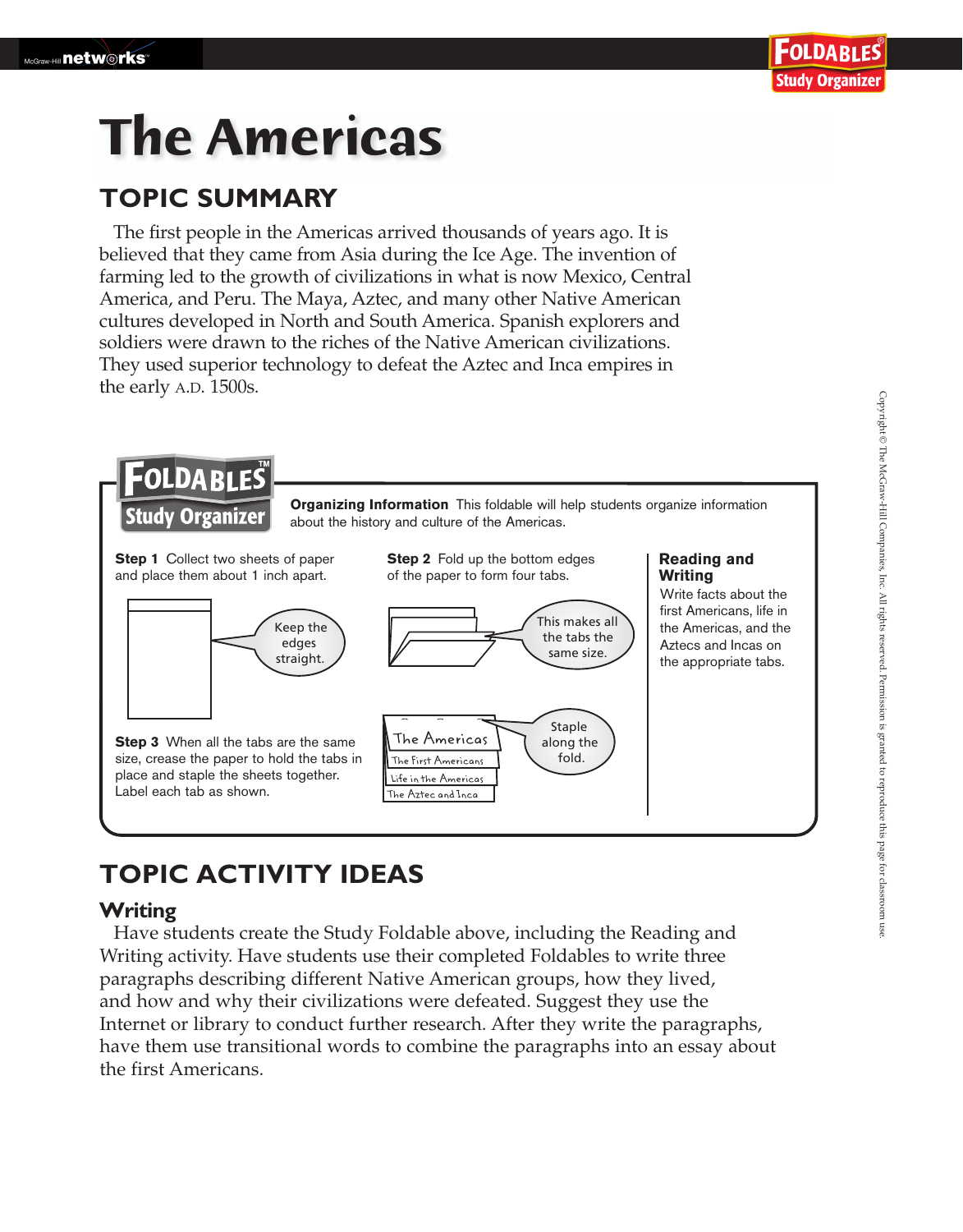# The Americas

## TOPIC SUMMARY

The first people in the Americas arrived thousands of years ago. It is believed that they came from Asia during the Ice Age. The invention of farming led to the growth of civilizations in what is now Mexico, Central America, and Peru. The Maya, Aztec, and many other Native American cultures developed in North and South America. Spanish explorers and soldiers were drawn to the riches of the Native American civilizations. They used superior technology to defeat the Aztec and Inca empires in the early A.D. 1500s.

**FOLDABLES Study Organizer**

**Organizing Information** This foldable will help students organize information about the history and culture of the Americas.

**Step 1** Collect two sheets of paper and place them about 1 inch apart.

Keep the edges straight.

**Step 2** Fold up the bottom edges of the paper to form four tabs.

This makes all the tabs the same size.

**Step 3** When all the tabs are the same size, crease the paper to hold the tabs in place and staple the sheets together. Label each tab as shown.

Staple along the fold.

- The Americas
- The First Americans
- Life in the Americas
- The Aztec and Inca

**Reading and Writing**

Write facts about the first Americans, life in the Americas, and the Aztecs and Incas on the appropriate tabs.

## TOPIC ACTIVITY IDEAS

### Writing

Have students create the Study Foldable above, including the Reading and Writing activity. Have students use their completed Foldables to write three paragraphs describing different Native American groups, how they lived, and how and why their civilizations were defeated. Suggest they use the Internet or library to conduct further research. After they write the paragraphs, have them use transitional words to combine the paragraphs into an essay about the first Americans.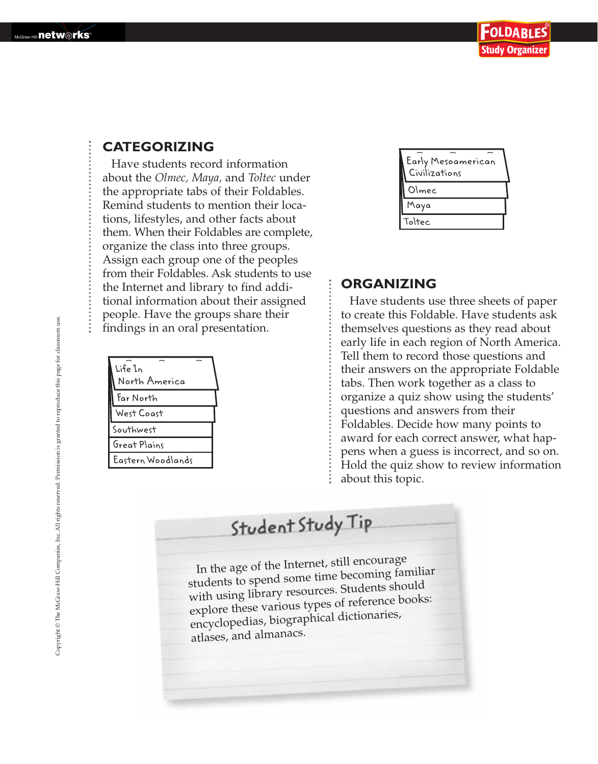## CATEGORIZING

Have students record information about the *Olmec, Maya,* and *Toltec* under the appropriate tabs of their Foldables. Remind students to mention their locations, lifestyles, and other facts about them. When their Foldables are complete, organize the class into three groups. Assign each group one of the peoples from their Foldables. Ask students to use the Internet and library to find additional information about their assigned people. Have the groups share their findings in an oral presentation.

Life In North America

- Far North
- West Coast
- Southwest
- Great Plains
- Eastern Woodlands

Early Mesoamerican Civilizations

- Olmec
- Maya
- Toltec

## ORGANIZING

Have students use three sheets of paper to create this Foldable. Have students ask themselves questions as they read about early life in each region of North America. Tell them to record those questions and their answers on the appropriate Foldable tabs. Then work together as a class to organize a quiz show using the students' questions and answers from their Foldables. Decide how many points to award for each correct answer, what happens when a guess is incorrect, and so on. Hold the quiz show to review information about this topic.

## Student Study Tip

In the age of the Internet, still encourage students to spend some time becoming familiar with using library resources. Students should explore these various types of reference books: encyclopedias, biographical dictionaries, atlases, and almanacs.

Copyright © The McGraw-Hill Companies, Inc. All rights reserved. Permission is granted to reproduce this page for classroom use.